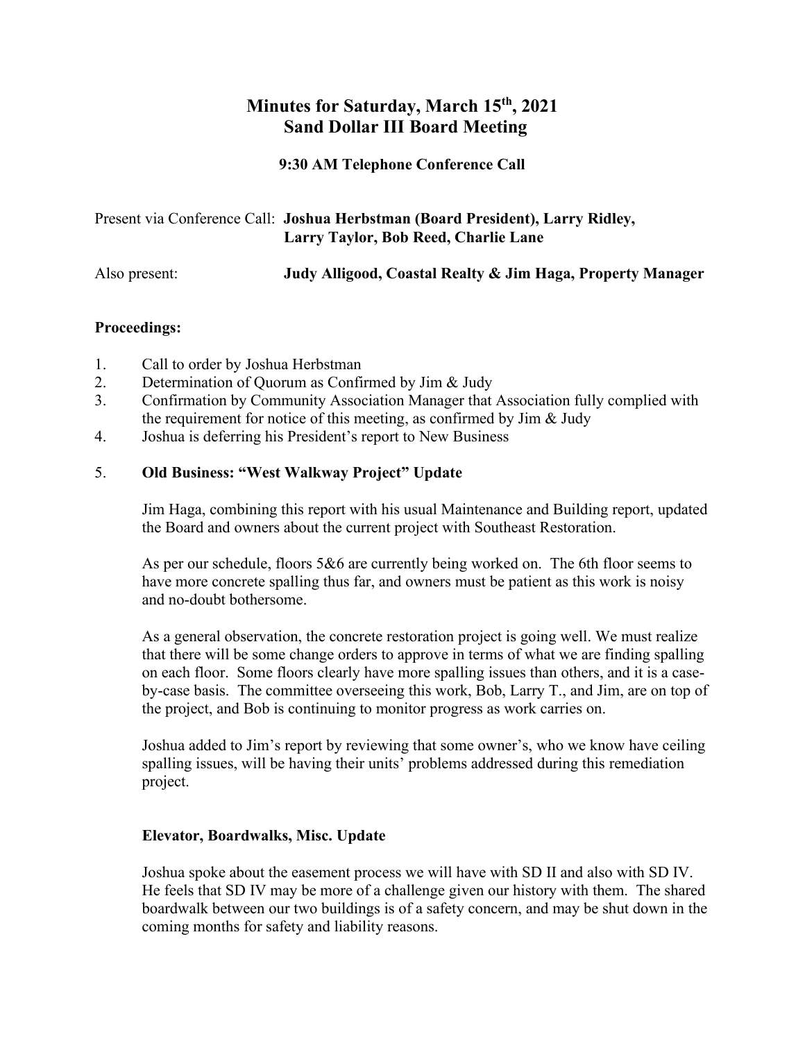# Minutes for Saturday, March 15th, 2021
# Sand Dollar III Board Meeting

### 9:30 AM Telephone Conference Call

Present via Conference Call: **Joshua Herbstman (Board President), Larry Ridley, Larry Taylor, Bob Reed, Charlie Lane**

Also present: **Judy Alligood, Coastal Realty & Jim Haga, Property Manager**

**Proceedings:**

1. Call to order by Joshua Herbstman
2. Determination of Quorum as Confirmed by Jim & Judy
3. Confirmation by Community Association Manager that Association fully complied with the requirement for notice of this meeting, as confirmed by Jim & Judy
4. Joshua is deferring his President's report to New Business
5. **Old Business: "West Walkway Project" Update**

   Jim Haga, combining this report with his usual Maintenance and Building report, updated the Board and owners about the current project with Southeast Restoration.

   As per our schedule, floors 5&6 are currently being worked on. The 6th floor seems to have more concrete spalling thus far, and owners must be patient as this work is noisy and no-doubt bothersome.

   As a general observation, the concrete restoration project is going well. We must realize that there will be some change orders to approve in terms of what we are finding spalling on each floor. Some floors clearly have more spalling issues than others, and it is a case-by-case basis. The committee overseeing this work, Bob, Larry T., and Jim, are on top of the project, and Bob is continuing to monitor progress as work carries on.

   Joshua added to Jim's report by reviewing that some owner's, who we know have ceiling spalling issues, will be having their units' problems addressed during this remediation project.

   **Elevator, Boardwalks, Misc. Update**

   Joshua spoke about the easement process we will have with SD II and also with SD IV. He feels that SD IV may be more of a challenge given our history with them. The shared boardwalk between our two buildings is of a safety concern, and may be shut down in the coming months for safety and liability reasons.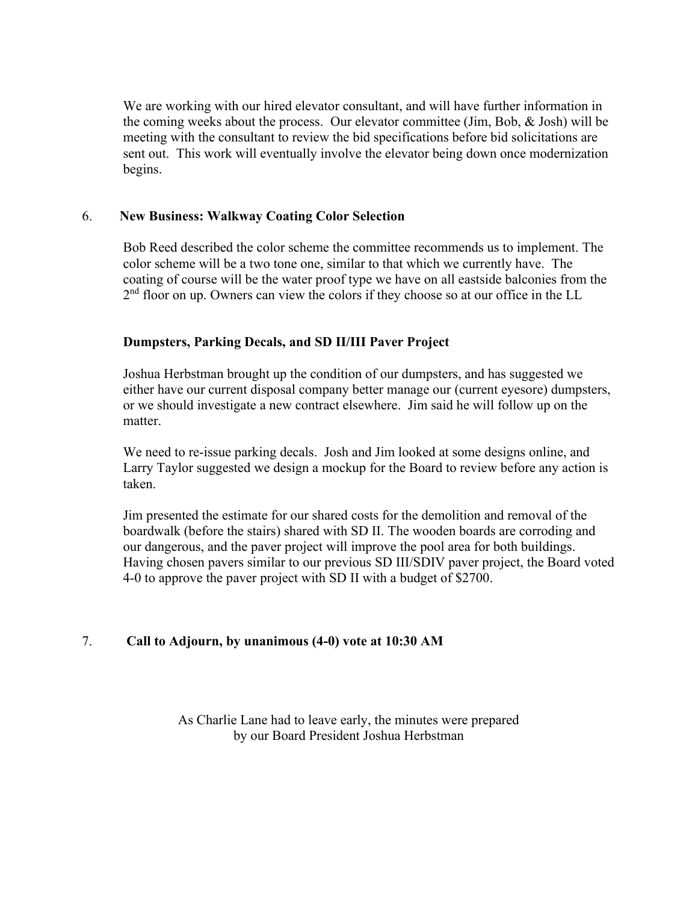We are working with our hired elevator consultant, and will have further information in the coming weeks about the process. Our elevator committee (Jim, Bob, & Josh) will be meeting with the consultant to review the bid specifications before bid solicitations are sent out. This work will eventually involve the elevator being down once modernization begins.

6. **New Business: Walkway Coating Color Selection**

Bob Reed described the color scheme the committee recommends us to implement. The color scheme will be a two tone one, similar to that which we currently have. The coating of course will be the water proof type we have on all eastside balconies from the 2nd floor on up. Owners can view the colors if they choose so at our office in the LL

**Dumpsters, Parking Decals, and SD II/III Paver Project**

Joshua Herbstman brought up the condition of our dumpsters, and has suggested we either have our current disposal company better manage our (current eyesore) dumpsters, or we should investigate a new contract elsewhere. Jim said he will follow up on the matter.

We need to re-issue parking decals. Josh and Jim looked at some designs online, and Larry Taylor suggested we design a mockup for the Board to review before any action is taken.

Jim presented the estimate for our shared costs for the demolition and removal of the boardwalk (before the stairs) shared with SD II. The wooden boards are corroding and our dangerous, and the paver project will improve the pool area for both buildings. Having chosen pavers similar to our previous SD III/SDIV paver project, the Board voted 4-0 to approve the paver project with SD II with a budget of $2700.

7. **Call to Adjourn, by unanimous (4-0) vote at 10:30 AM**

As Charlie Lane had to leave early, the minutes were prepared by our Board President Joshua Herbstman